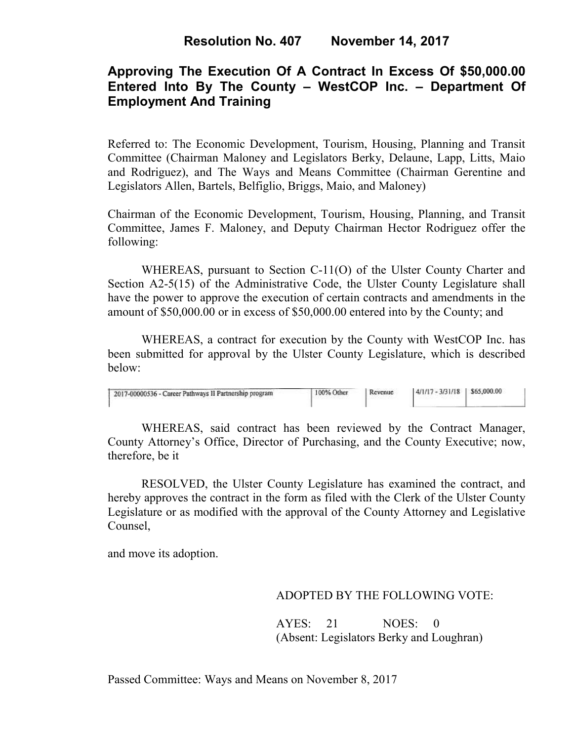# Resolution No. 407 November 14, 2017

## Approving The Execution Of A Contract In Excess Of $50,000.00 Entered Into By The County – WestCOP Inc. – Department Of Employment And Training

Referred to: The Economic Development, Tourism, Housing, Planning and Transit Committee (Chairman Maloney and Legislators Berky, Delaune, Lapp, Litts, Maio and Rodriguez), and The Ways and Means Committee (Chairman Gerentine and Legislators Allen, Bartels, Belfiglio, Briggs, Maio, and Maloney)

Chairman of the Economic Development, Tourism, Housing, Planning, and Transit Committee, James F. Maloney, and Deputy Chairman Hector Rodriguez offer the following:

WHEREAS, pursuant to Section C-11(O) of the Ulster County Charter and Section A2-5(15) of the Administrative Code, the Ulster County Legislature shall have the power to approve the execution of certain contracts and amendments in the amount of $50,000.00 or in excess of $50,000.00 entered into by the County; and

WHEREAS, a contract for execution by the County with WestCOP Inc. has been submitted for approval by the Ulster County Legislature, which is described below:

| | | | | |
|---|---|---|---|---|
| 2017-00000536 - Career Pathways II Partnership program | 100% Other | Revenue | 4/1/17 - 3/31/18 | $65,000.00 |

WHEREAS, said contract has been reviewed by the Contract Manager, County Attorney's Office, Director of Purchasing, and the County Executive; now, therefore, be it

RESOLVED, the Ulster County Legislature has examined the contract, and hereby approves the contract in the form as filed with the Clerk of the Ulster County Legislature or as modified with the approval of the County Attorney and Legislative Counsel,

and move its adoption.

ADOPTED BY THE FOLLOWING VOTE:

AYES: 21 NOES: 0
(Absent: Legislators Berky and Loughran)

Passed Committee: Ways and Means on November 8, 2017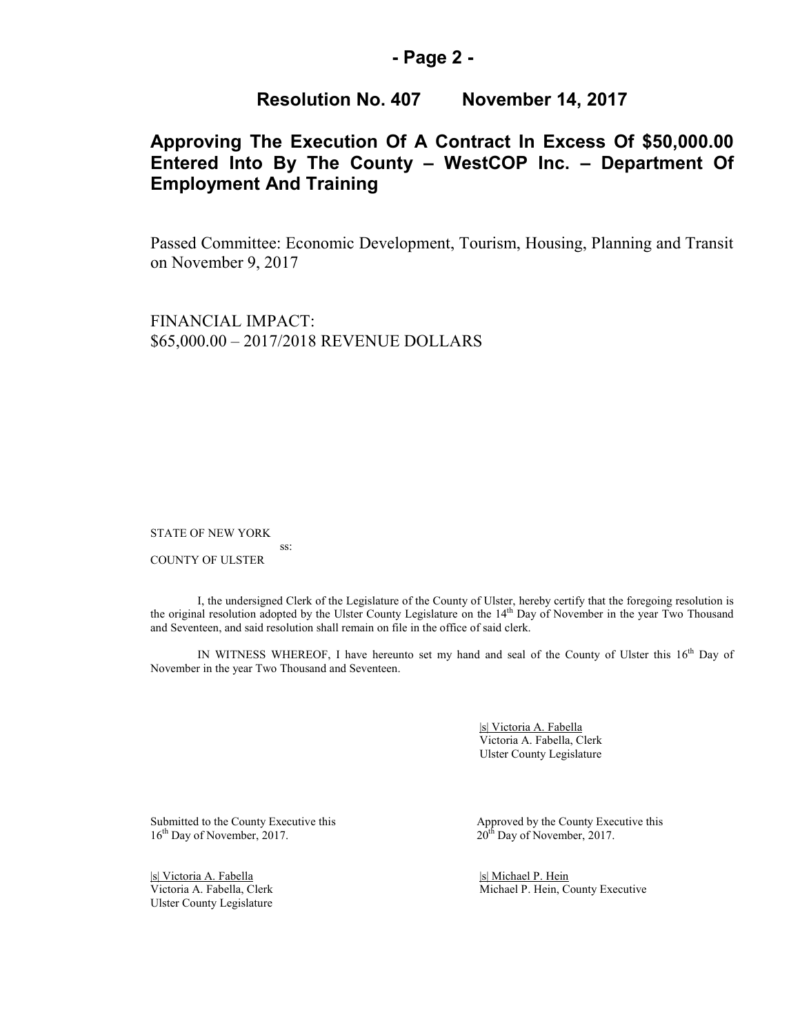## Resolution No. 407 November 14, 2017

## Approving The Execution Of A Contract In Excess Of $50,000.00 Entered Into By The County – WestCOP Inc. – Department Of Employment And Training

Passed Committee: Economic Development, Tourism, Housing, Planning and Transit on November 9, 2017

FINANCIAL IMPACT:
$65,000.00 – 2017/2018 REVENUE DOLLARS

STATE OF NEW YORK
ss:
COUNTY OF ULSTER

I, the undersigned Clerk of the Legislature of the County of Ulster, hereby certify that the foregoing resolution is the original resolution adopted by the Ulster County Legislature on the 14th Day of November in the year Two Thousand and Seventeen, and said resolution shall remain on file in the office of said clerk.

IN WITNESS WHEREOF, I have hereunto set my hand and seal of the County of Ulster this 16th Day of November in the year Two Thousand and Seventeen.

|s| Victoria A. Fabella
Victoria A. Fabella, Clerk
Ulster County Legislature

Submitted to the County Executive this 16th Day of November, 2017.

|s| Victoria A. Fabella
Victoria A. Fabella, Clerk
Ulster County Legislature

Approved by the County Executive this 20th Day of November, 2017.

|s| Michael P. Hein
Michael P. Hein, County Executive